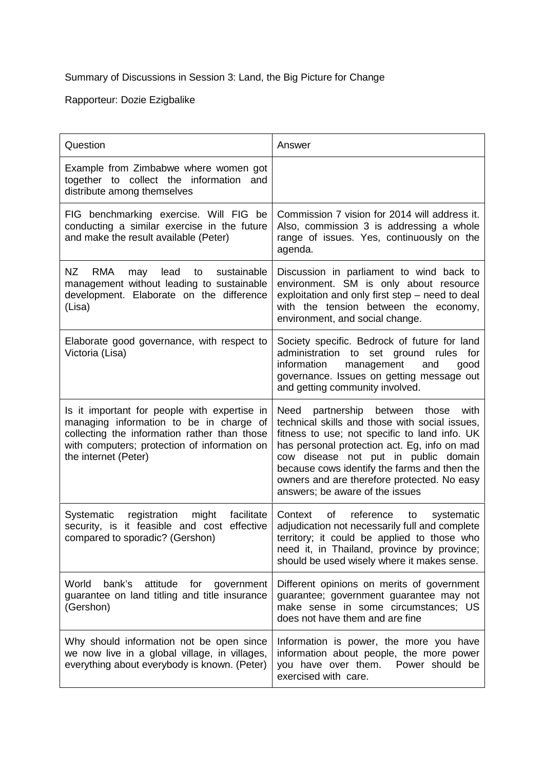Summary of Discussions in Session 3: Land, the Big Picture for Change

Rapporteur: Dozie Ezigbalike

| Question | Answer |
|---|---|
| Example from Zimbabwe where women got together to collect the information and distribute among themselves | |
| FIG benchmarking exercise. Will FIG be conducting a similar exercise in the future and make the result available (Peter) | Commission 7 vision for 2014 will address it. Also, commission 3 is addressing a whole range of issues. Yes, continuously on the agenda. |
| NZ RMA may lead to sustainable management without leading to sustainable development. Elaborate on the difference (Lisa) | Discussion in parliament to wind back to environment. SM is only about resource exploitation and only first step – need to deal with the tension between the economy, environment, and social change. |
| Elaborate good governance, with respect to Victoria (Lisa) | Society specific. Bedrock of future for land administration to set ground rules for information management and good governance. Issues on getting message out and getting community involved. |
| Is it important for people with expertise in managing information to be in charge of collecting the information rather than those with computers; protection of information on the internet (Peter) | Need partnership between those with technical skills and those with social issues, fitness to use; not specific to land info. UK has personal protection act. Eg, info on mad cow disease not put in public domain because cows identify the farms and then the owners and are therefore protected. No easy answers; be aware of the issues |
| Systematic registration might facilitate security, is it feasible and cost effective compared to sporadic? (Gershon) | Context of reference to systematic adjudication not necessarily full and complete territory; it could be applied to those who need it, in Thailand, province by province; should be used wisely where it makes sense. |
| World bank's attitude for government guarantee on land titling and title insurance (Gershon) | Different opinions on merits of government guarantee; government guarantee may not make sense in some circumstances; US does not have them and are fine |
| Why should information not be open since we now live in a global village, in villages, everything about everybody is known. (Peter) | Information is power, the more you have information about people, the more power you have over them. Power should be exercised with care. |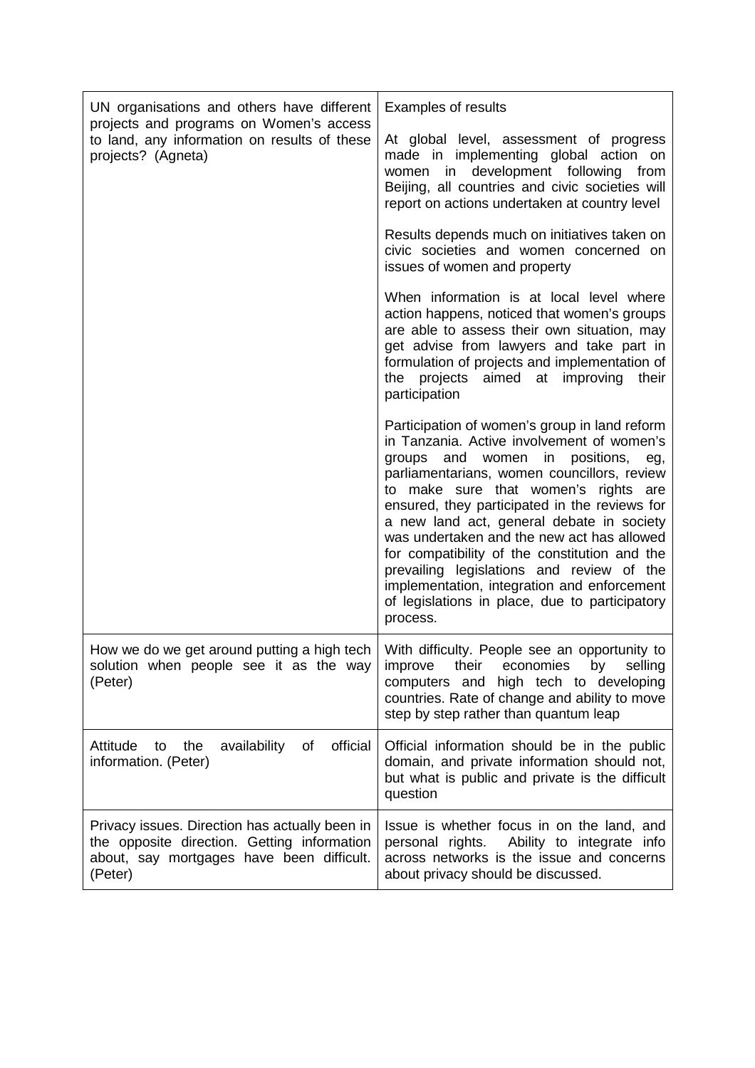| | |
|---|---|
| UN organisations and others have different projects and programs on Women's access to land, any information on results of these projects? (Agneta) | Examples of results<br><br>At global level, assessment of progress made in implementing global action on women in development following from Beijing, all countries and civic societies will report on actions undertaken at country level<br><br>Results depends much on initiatives taken on civic societies and women concerned on issues of women and property<br><br>When information is at local level where action happens, noticed that women's groups are able to assess their own situation, may get advise from lawyers and take part in formulation of projects and implementation of the projects aimed at improving their participation<br><br>Participation of women's group in land reform in Tanzania. Active involvement of women's groups and women in positions, eg, parliamentarians, women councillors, review to make sure that women's rights are ensured, they participated in the reviews for a new land act, general debate in society was undertaken and the new act has allowed for compatibility of the constitution and the prevailing legislations and review of the implementation, integration and enforcement of legislations in place, due to participatory process. |
| How we do we get around putting a high tech solution when people see it as the way (Peter) | With difficulty. People see an opportunity to improve their economies by selling computers and high tech to developing countries. Rate of change and ability to move step by step rather than quantum leap |
| Attitude to the availability of official information. (Peter) | Official information should be in the public domain, and private information should not, but what is public and private is the difficult question |
| Privacy issues. Direction has actually been in the opposite direction. Getting information about, say mortgages have been difficult. (Peter) | Issue is whether focus in on the land, and personal rights. Ability to integrate info across networks is the issue and concerns about privacy should be discussed. |